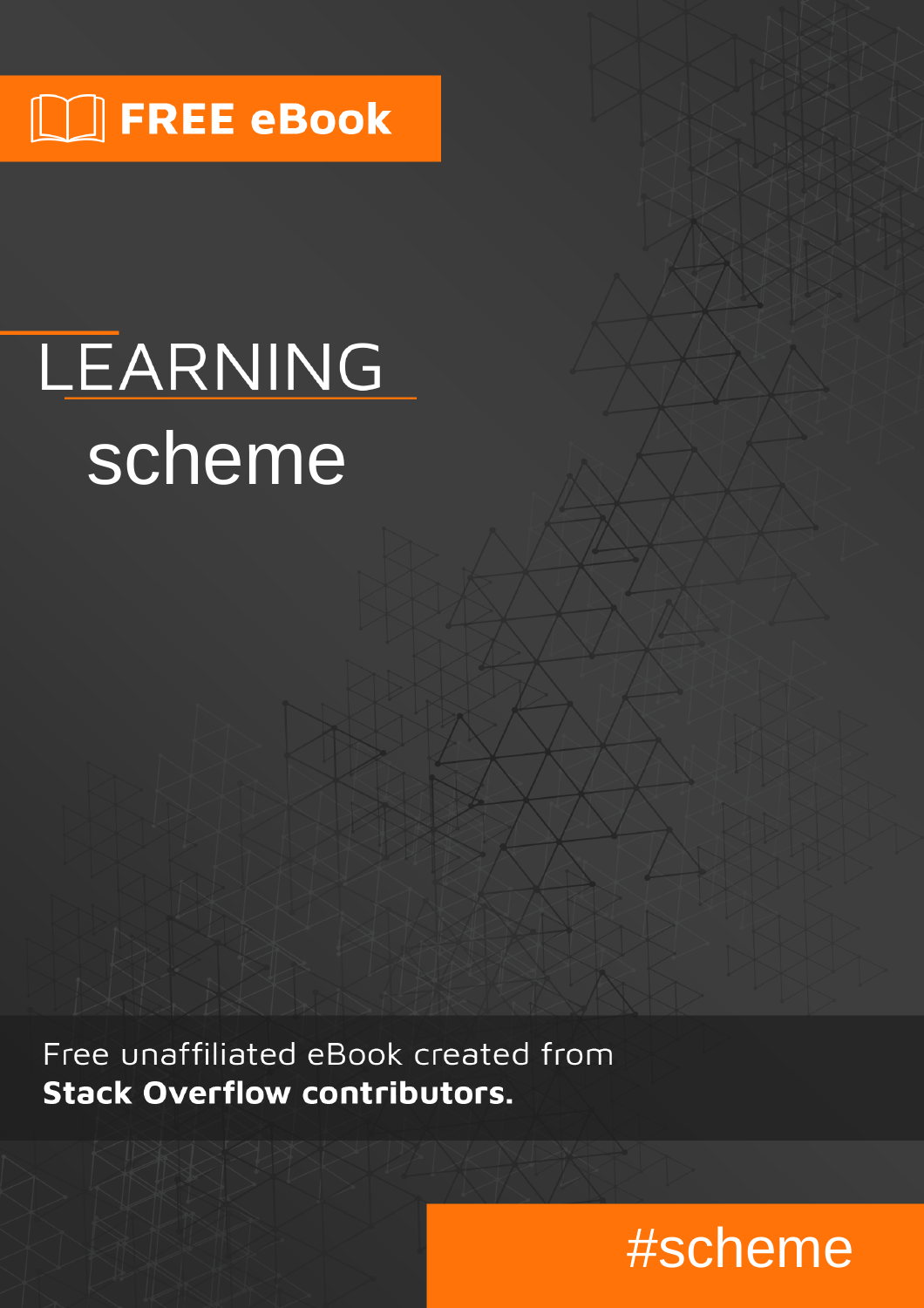FREE eBook

# LEARNING

# scheme

Free unaffiliated eBook created from
**Stack Overflow contributors.**

#scheme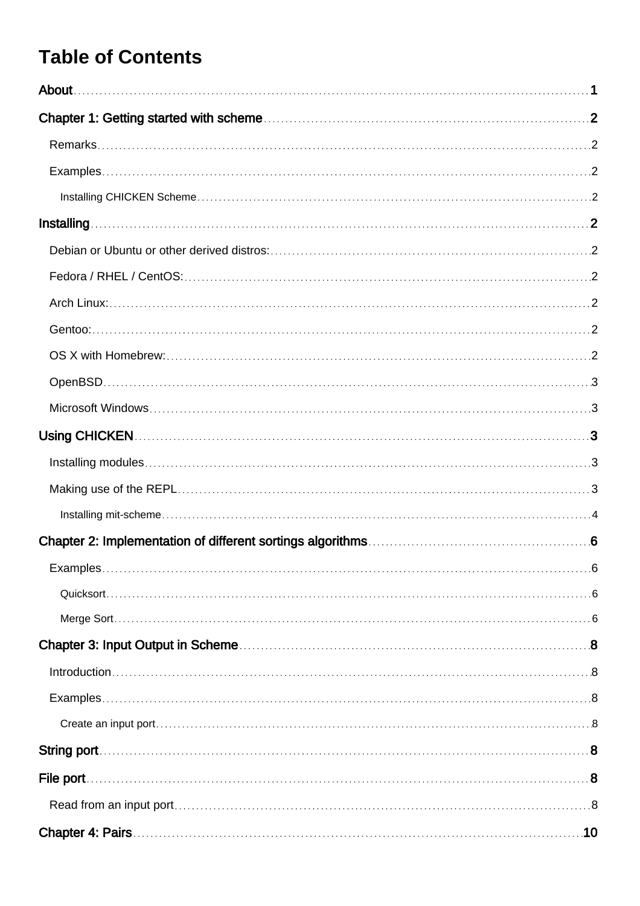# Table of Contents

About ..... 1

Chapter 1: Getting started with scheme ..... 2

- Remarks ..... 2
- Examples ..... 2
  - Installing CHICKEN Scheme ..... 2

Installing ..... 2

- Debian or Ubuntu or other derived distros: ..... 2
- Fedora / RHEL / CentOS: ..... 2
- Arch Linux: ..... 2
- Gentoo: ..... 2
- OS X with Homebrew: ..... 2
- OpenBSD ..... 3
- Microsoft Windows ..... 3

Using CHICKEN ..... 3

- Installing modules ..... 3
- Making use of the REPL ..... 3
  - Installing mit-scheme ..... 4

Chapter 2: Implementation of different sortings algorithms ..... 6

- Examples ..... 6
  - Quicksort ..... 6
  - Merge Sort ..... 6

Chapter 3: Input Output in Scheme ..... 8

- Introduction ..... 8
- Examples ..... 8
  - Create an input port ..... 8

String port ..... 8

File port ..... 8

- Read from an input port ..... 8

Chapter 4: Pairs ..... 10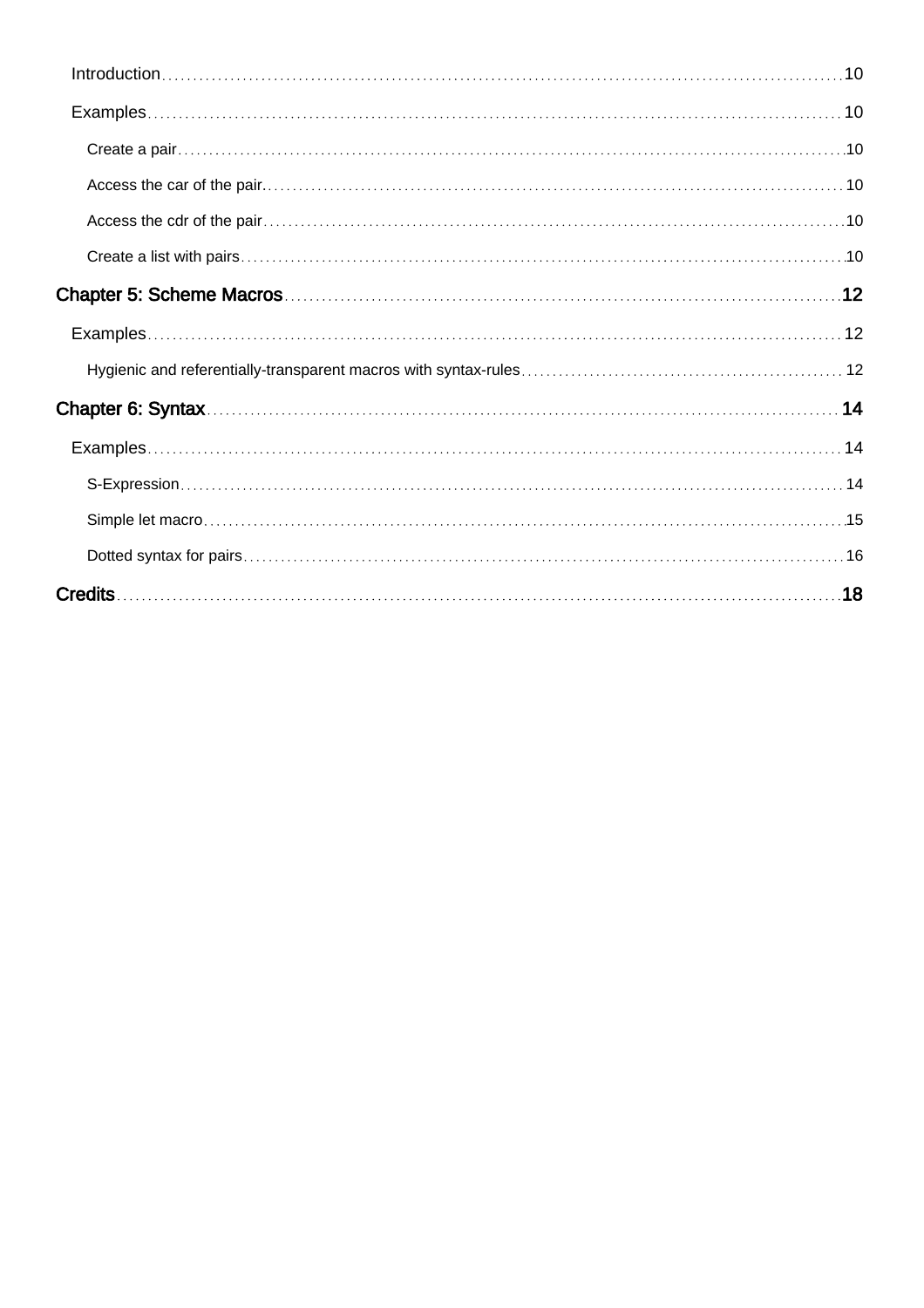Introduction .......... 10

Examples .......... 10

Create a pair .......... 10

Access the car of the pair .......... 10

Access the cdr of the pair .......... 10

Create a list with pairs .......... 10

**Chapter 5: Scheme Macros** .......... 12

Examples .......... 12

Hygienic and referentially-transparent macros with syntax-rules .......... 12

**Chapter 6: Syntax** .......... 14

Examples .......... 14

S-Expression .......... 14

Simple let macro .......... 15

Dotted syntax for pairs .......... 16

**Credits** .......... 18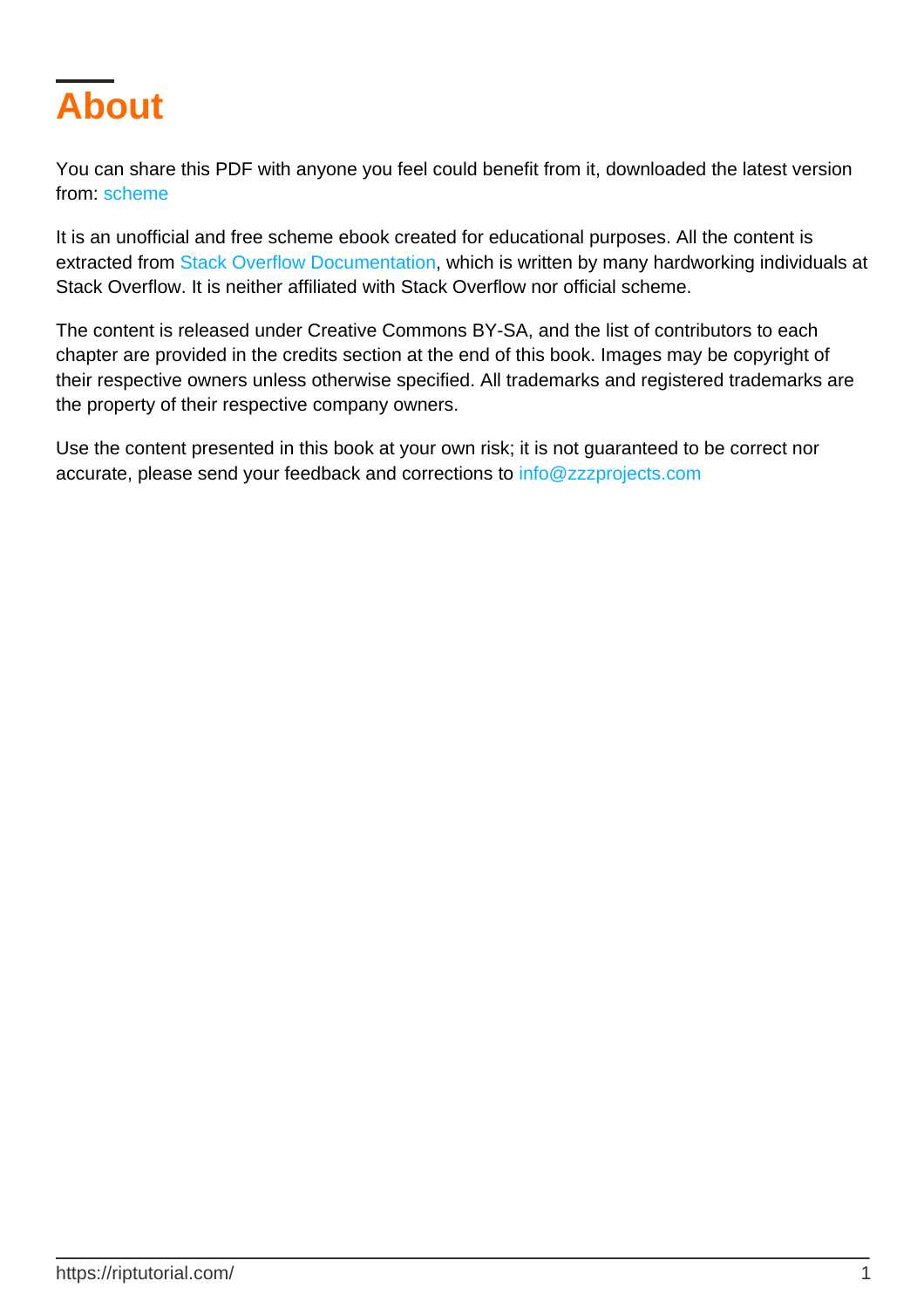# About

You can share this PDF with anyone you feel could benefit from it, downloaded the latest version from: scheme

It is an unofficial and free scheme ebook created for educational purposes. All the content is extracted from Stack Overflow Documentation, which is written by many hardworking individuals at Stack Overflow. It is neither affiliated with Stack Overflow nor official scheme.

The content is released under Creative Commons BY-SA, and the list of contributors to each chapter are provided in the credits section at the end of this book. Images may be copyright of their respective owners unless otherwise specified. All trademarks and registered trademarks are the property of their respective company owners.

Use the content presented in this book at your own risk; it is not guaranteed to be correct nor accurate, please send your feedback and corrections to info@zzzprojects.com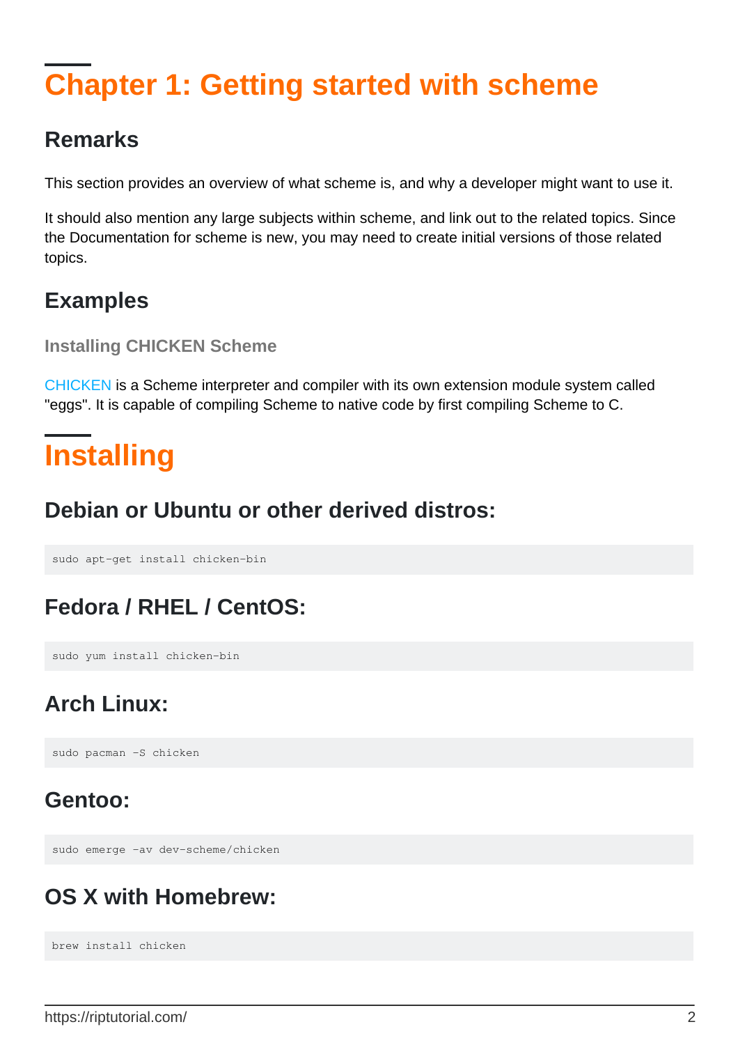# Chapter 1: Getting started with scheme

## Remarks

This section provides an overview of what scheme is, and why a developer might want to use it.

It should also mention any large subjects within scheme, and link out to the related topics. Since the Documentation for scheme is new, you may need to create initial versions of those related topics.

## Examples

### Installing CHICKEN Scheme

CHICKEN is a Scheme interpreter and compiler with its own extension module system called "eggs". It is capable of compiling Scheme to native code by first compiling Scheme to C.

# Installing

## Debian or Ubuntu or other derived distros:

```
sudo apt-get install chicken-bin
```

## Fedora / RHEL / CentOS:

```
sudo yum install chicken-bin
```

## Arch Linux:

```
sudo pacman -S chicken
```

## Gentoo:

```
sudo emerge -av dev-scheme/chicken
```

## OS X with Homebrew:

```
brew install chicken
```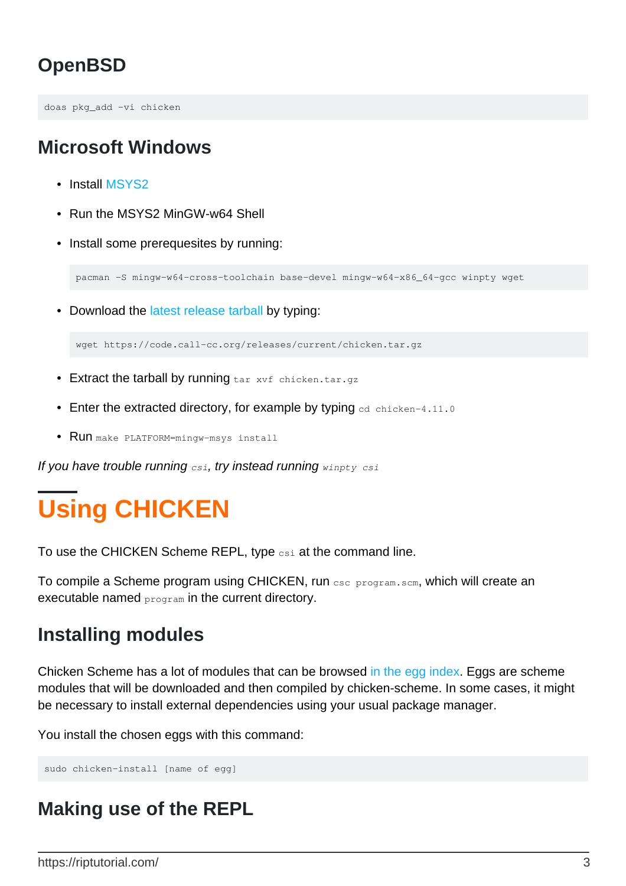## OpenBSD

```
doas pkg_add -vi chicken
```

## Microsoft Windows

- Install MSYS2
- Run the MSYS2 MinGW-w64 Shell
- Install some prerequesites by running:

```
pacman -S mingw-w64-cross-toolchain base-devel mingw-w64-x86_64-gcc winpty wget
```

- Download the latest release tarball by typing:

```
wget https://code.call-cc.org/releases/current/chicken.tar.gz
```

- Extract the tarball by running `tar xvf chicken.tar.gz`
- Enter the extracted directory, for example by typing `cd chicken-4.11.0`
- Run `make PLATFORM=mingw-msys install`

*If you have trouble running `csi`, try instead running `winpty csi`*

# Using CHICKEN

To use the CHICKEN Scheme REPL, type `csi` at the command line.

To compile a Scheme program using CHICKEN, run `csc program.scm`, which will create an executable named `program` in the current directory.

## Installing modules

Chicken Scheme has a lot of modules that can be browsed in the egg index. Eggs are scheme modules that will be downloaded and then compiled by chicken-scheme. In some cases, it might be necessary to install external dependencies using your usual package manager.

You install the chosen eggs with this command:

```
sudo chicken-install [name of egg]
```

## Making use of the REPL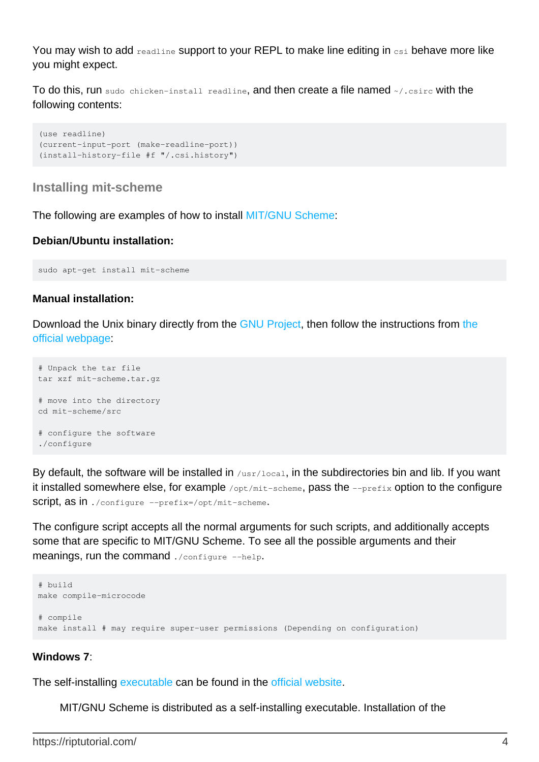You may wish to add `readline` support to your REPL to make line editing in `csi` behave more like you might expect.

To do this, run `sudo chicken-install readline`, and then create a file named `~/.csirc` with the following contents:

```
(use readline)
(current-input-port (make-readline-port))
(install-history-file #f "/.csi.history")
```

### Installing mit-scheme

The following are examples of how to install MIT/GNU Scheme:

**Debian/Ubuntu installation:**

```
sudo apt-get install mit-scheme
```

**Manual installation:**

Download the Unix binary directly from the GNU Project, then follow the instructions from the official webpage:

```
# Unpack the tar file
tar xzf mit-scheme.tar.gz

# move into the directory
cd mit-scheme/src

# configure the software
./configure
```

By default, the software will be installed in `/usr/local`, in the subdirectories bin and lib. If you want it installed somewhere else, for example `/opt/mit-scheme`, pass the `--prefix` option to the configure script, as in `./configure --prefix=/opt/mit-scheme`.

The configure script accepts all the normal arguments for such scripts, and additionally accepts some that are specific to MIT/GNU Scheme. To see all the possible arguments and their meanings, run the command `./configure --help`.

```
# build
make compile-microcode

# compile
make install # may require super-user permissions (Depending on configuration)
```

**Windows 7**:

The self-installing executable can be found in the official website.

> MIT/GNU Scheme is distributed as a self-installing executable. Installation of the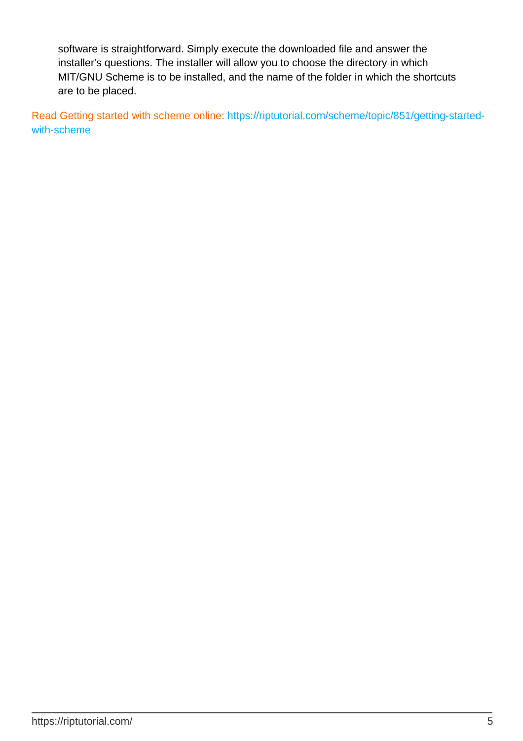software is straightforward. Simply execute the downloaded file and answer the installer's questions. The installer will allow you to choose the directory in which MIT/GNU Scheme is to be installed, and the name of the folder in which the shortcuts are to be placed.

Read Getting started with scheme online: https://riptutorial.com/scheme/topic/851/getting-started-with-scheme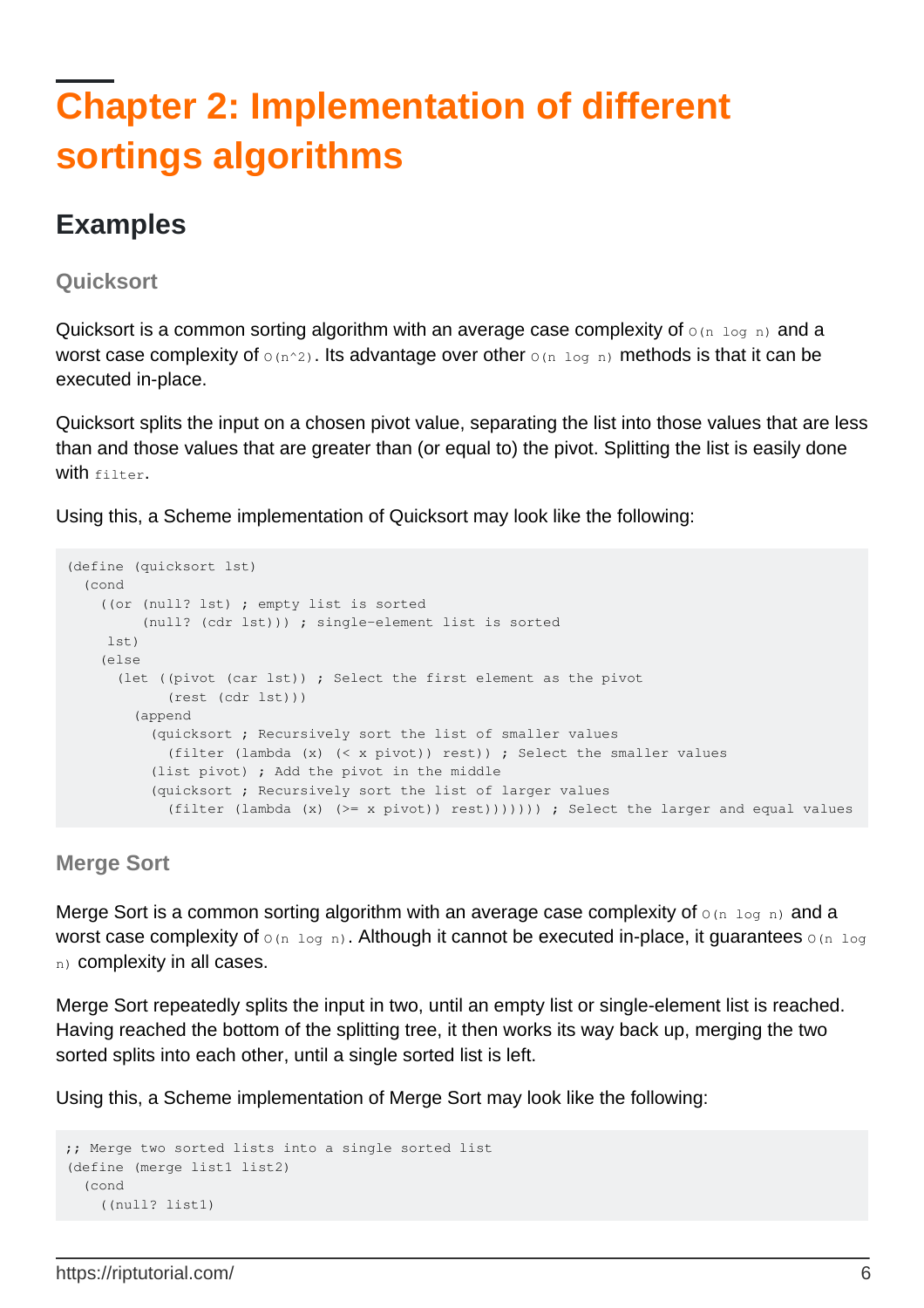# Chapter 2: Implementation of different sortings algorithms

## Examples

### Quicksort

Quicksort is a common sorting algorithm with an average case complexity of `O(n log n)` and a worst case complexity of `O(n^2)`. Its advantage over other `O(n log n)` methods is that it can be executed in-place.

Quicksort splits the input on a chosen pivot value, separating the list into those values that are less than and those values that are greater than (or equal to) the pivot. Splitting the list is easily done with `filter`.

Using this, a Scheme implementation of Quicksort may look like the following:

```
(define (quicksort lst)
  (cond
    ((or (null? lst) ; empty list is sorted
         (null? (cdr lst))) ; single-element list is sorted
     lst)
    (else
      (let ((pivot (car lst)) ; Select the first element as the pivot
            (rest (cdr lst)))
        (append
          (quicksort ; Recursively sort the list of smaller values
            (filter (lambda (x) (< x pivot)) rest)) ; Select the smaller values
          (list pivot) ; Add the pivot in the middle
          (quicksort ; Recursively sort the list of larger values
            (filter (lambda (x) (>= x pivot)) rest))))))) ; Select the larger and equal values
```

### Merge Sort

Merge Sort is a common sorting algorithm with an average case complexity of `O(n log n)` and a worst case complexity of `O(n log n)`. Although it cannot be executed in-place, it guarantees `O(n log n)` complexity in all cases.

Merge Sort repeatedly splits the input in two, until an empty list or single-element list is reached. Having reached the bottom of the splitting tree, it then works its way back up, merging the two sorted splits into each other, until a single sorted list is left.

Using this, a Scheme implementation of Merge Sort may look like the following:

```
;; Merge two sorted lists into a single sorted list
(define (merge list1 list2)
  (cond
    ((null? list1)
```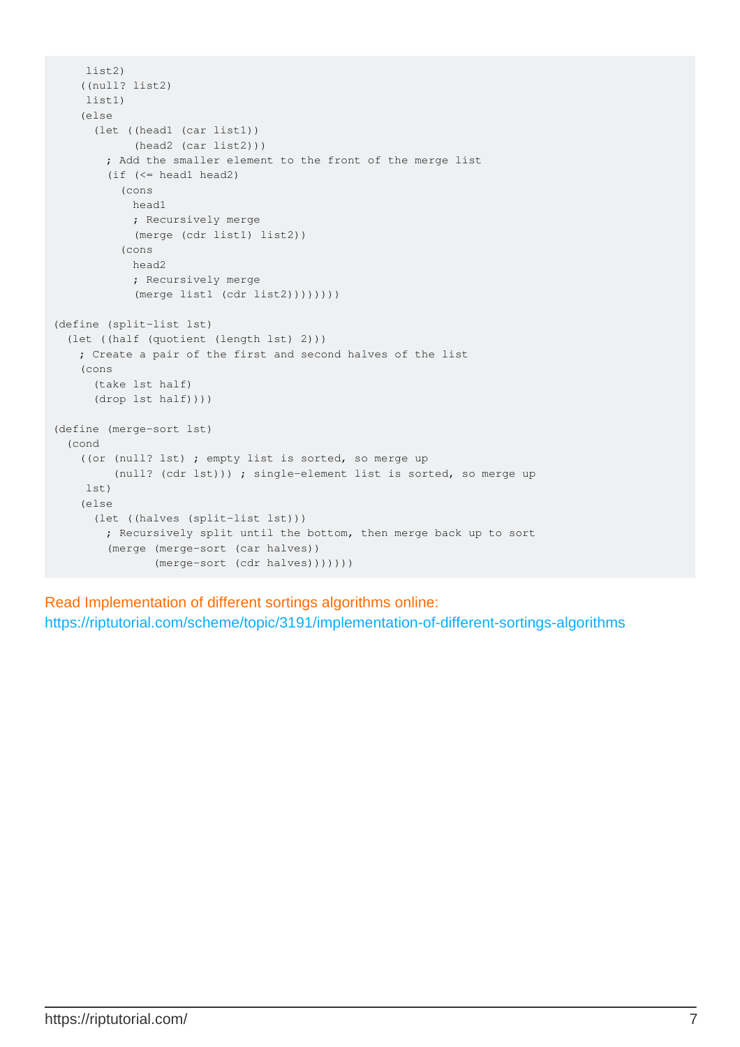```
     list2)
    ((null? list2)
     list1)
    (else
      (let ((head1 (car list1))
            (head2 (car list2)))
        ; Add the smaller element to the front of the merge list
        (if (<= head1 head2)
          (cons
           head1
           ; Recursively merge
           (merge (cdr list1) list2))
          (cons
           head2
           ; Recursively merge
           (merge list1 (cdr list2))))))))

(define (split-list lst)
  (let ((half (quotient (length lst) 2)))
    ; Create a pair of the first and second halves of the list
    (cons
      (take lst half)
      (drop lst half))))

(define (merge-sort lst)
  (cond
    ((or (null? lst) ; empty list is sorted, so merge up
         (null? (cdr lst))) ; single-element list is sorted, so merge up
     lst)
    (else
      (let ((halves (split-list lst)))
        ; Recursively split until the bottom, then merge back up to sort
        (merge (merge-sort (car halves))
               (merge-sort (cdr halves)))))))
```

Read Implementation of different sortings algorithms online: https://riptutorial.com/scheme/topic/3191/implementation-of-different-sortings-algorithms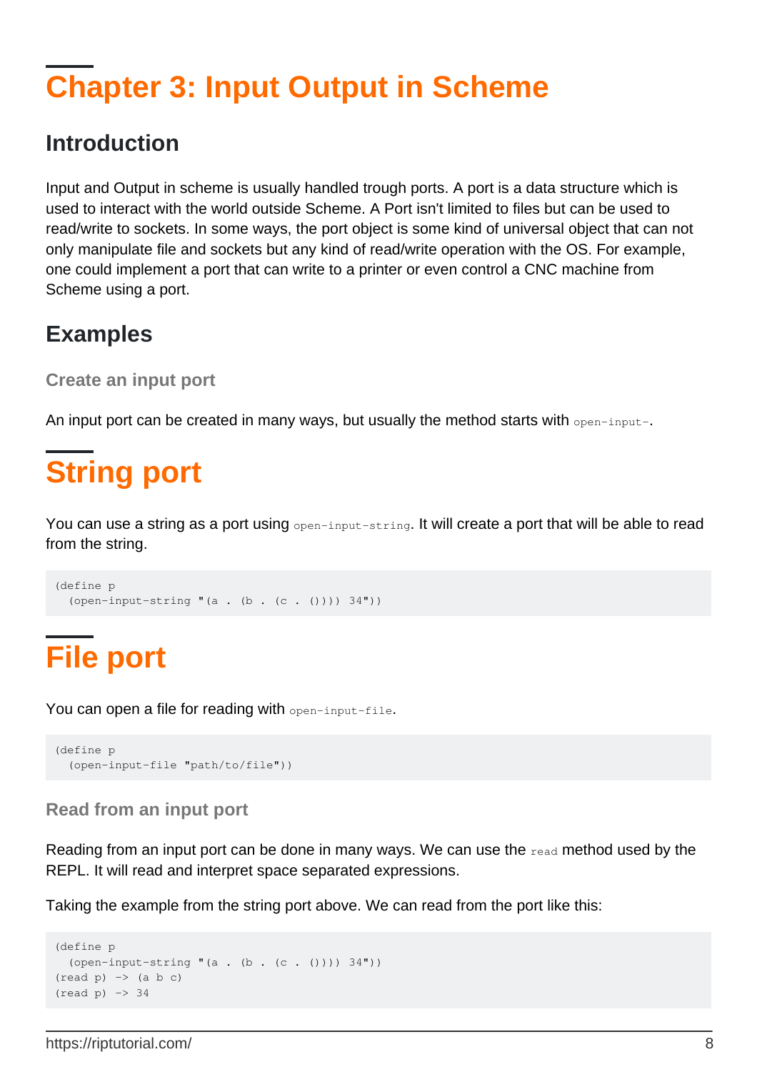# Chapter 3: Input Output in Scheme

## Introduction

Input and Output in scheme is usually handled trough ports. A port is a data structure which is used to interact with the world outside Scheme. A Port isn't limited to files but can be used to read/write to sockets. In some ways, the port object is some kind of universal object that can not only manipulate file and sockets but any kind of read/write operation with the OS. For example, one could implement a port that can write to a printer or even control a CNC machine from Scheme using a port.

## Examples

### Create an input port

An input port can be created in many ways, but usually the method starts with `open-input-`.

# String port

You can use a string as a port using `open-input-string`. It will create a port that will be able to read from the string.

```
(define p
  (open-input-string "(a . (b . (c . ()))) 34"))
```

# File port

You can open a file for reading with `open-input-file`.

```
(define p
  (open-input-file "path/to/file"))
```

### Read from an input port

Reading from an input port can be done in many ways. We can use the `read` method used by the REPL. It will read and interpret space separated expressions.

Taking the example from the string port above. We can read from the port like this:

```
(define p
  (open-input-string "(a . (b . (c . ()))) 34"))
(read p) -> (a b c)
(read p) -> 34
```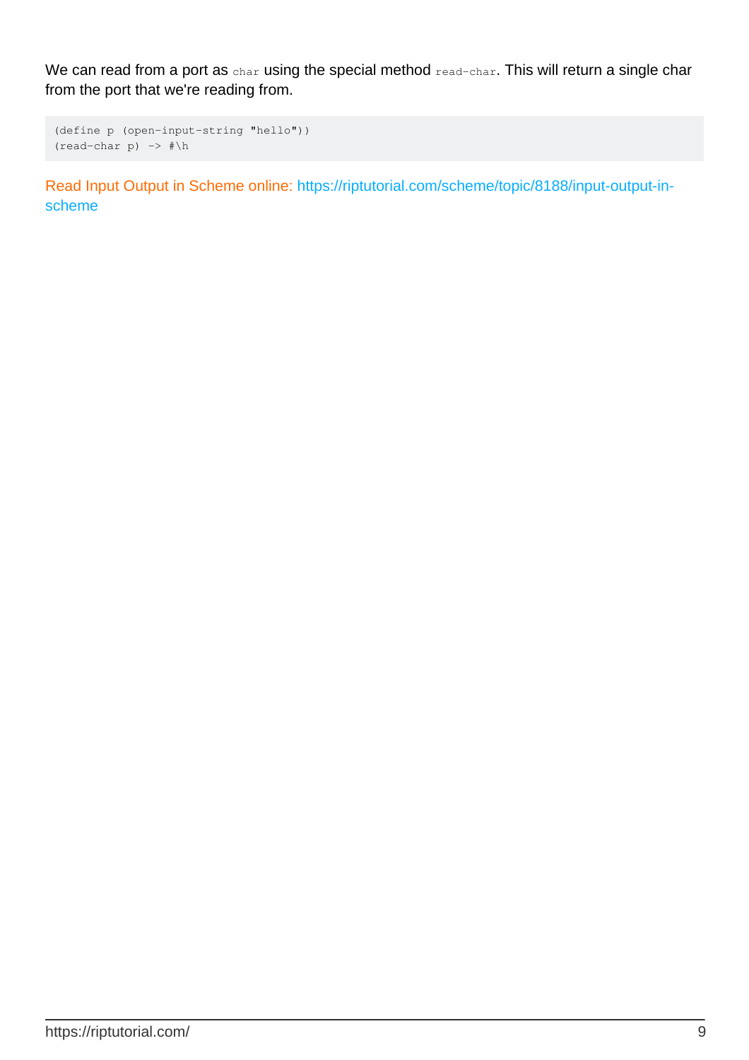We can read from a port as `char` using the special method `read-char`. This will return a single char from the port that we're reading from.

```
(define p (open-input-string "hello"))
(read-char p) -> #\h
```

Read Input Output in Scheme online: https://riptutorial.com/scheme/topic/8188/input-output-in-scheme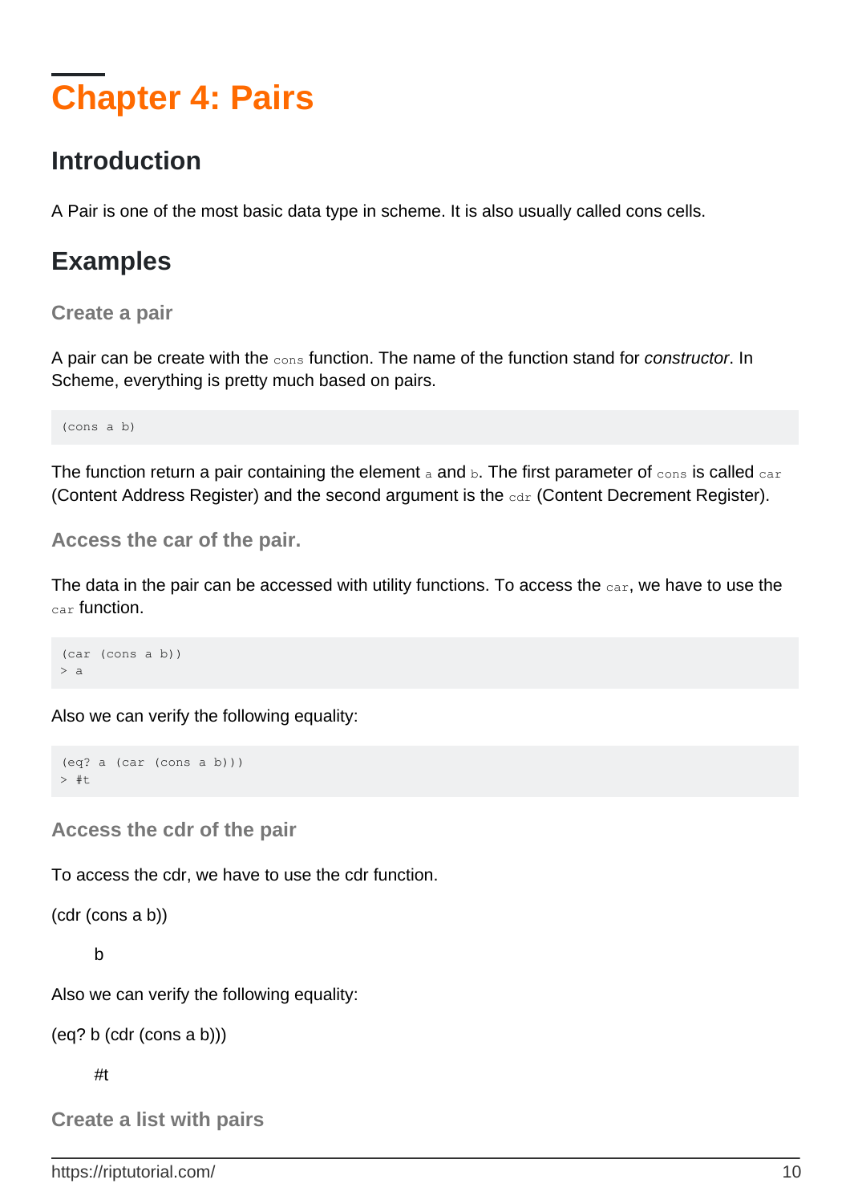# Chapter 4: Pairs

## Introduction

A Pair is one of the most basic data type in scheme. It is also usually called cons cells.

## Examples

### Create a pair

A pair can be create with the `cons` function. The name of the function stand for *constructor*. In Scheme, everything is pretty much based on pairs.

```
(cons a b)
```

The function return a pair containing the element `a` and `b`. The first parameter of `cons` is called `car` (Content Address Register) and the second argument is the `cdr` (Content Decrement Register).

### Access the car of the pair.

The data in the pair can be accessed with utility functions. To access the `car`, we have to use the `car` function.

```
(car (cons a b))
> a
```

Also we can verify the following equality:

```
(eq? a (car (cons a b)))
> #t
```

### Access the cdr of the pair

To access the cdr, we have to use the cdr function.

(cdr (cons a b))

> b

Also we can verify the following equality:

(eq? b (cdr (cons a b)))

> #t

### Create a list with pairs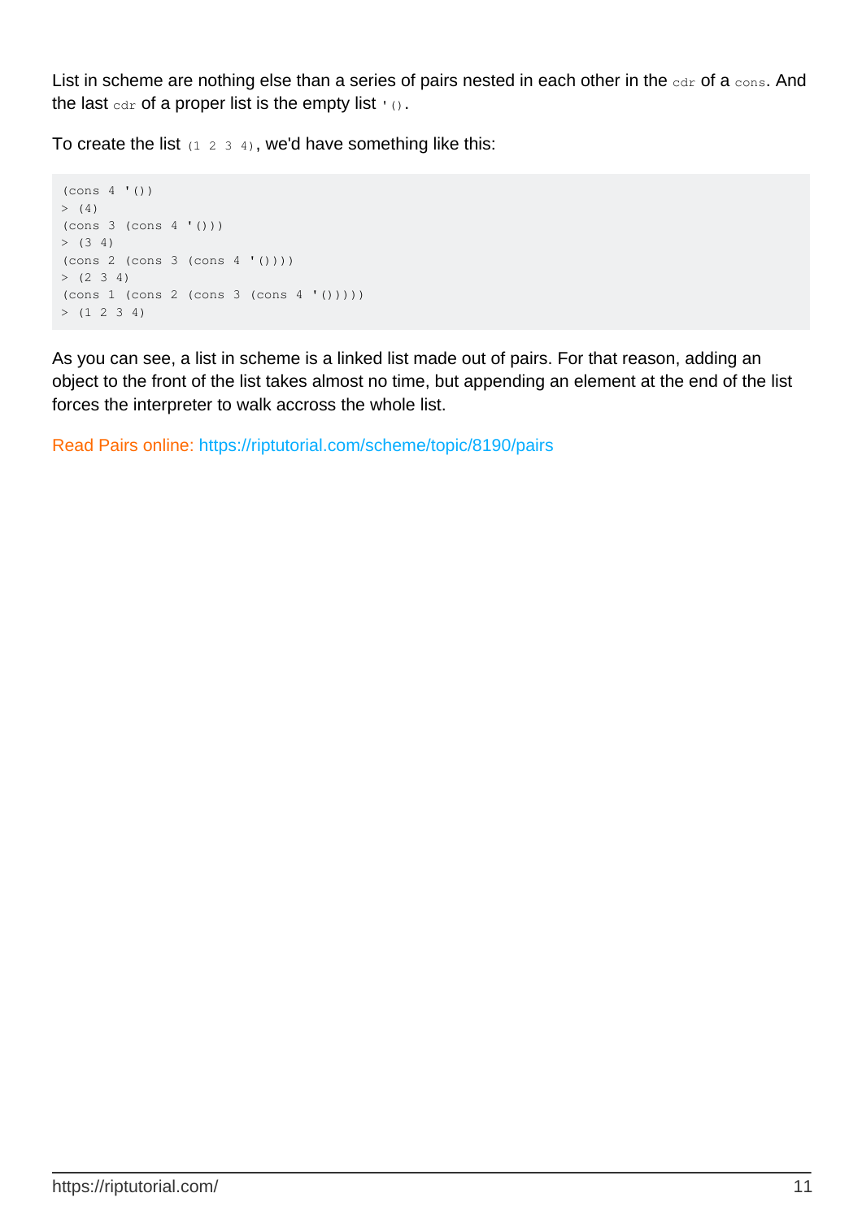List in scheme are nothing else than a series of pairs nested in each other in the `cdr` of a `cons`. And the last `cdr` of a proper list is the empty list `'()`.

To create the list `(1 2 3 4)`, we'd have something like this:

```
(cons 4 '())
> (4)
(cons 3 (cons 4 '()))
> (3 4)
(cons 2 (cons 3 (cons 4 '())))
> (2 3 4)
(cons 1 (cons 2 (cons 3 (cons 4 '()))))
> (1 2 3 4)
```

As you can see, a list in scheme is a linked list made out of pairs. For that reason, adding an object to the front of the list takes almost no time, but appending an element at the end of the list forces the interpreter to walk accross the whole list.

Read Pairs online: https://riptutorial.com/scheme/topic/8190/pairs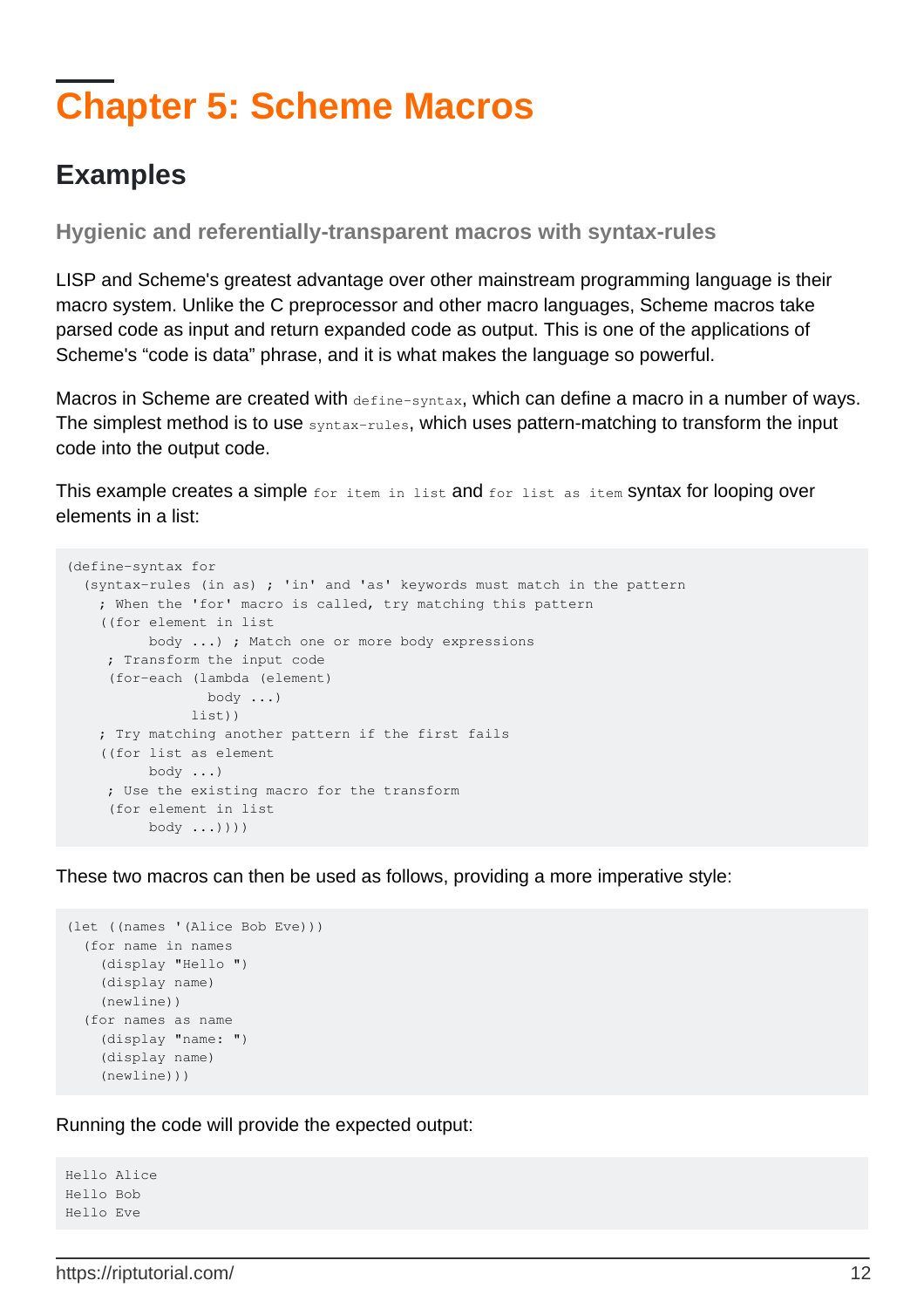# Chapter 5: Scheme Macros

## Examples

### Hygienic and referentially-transparent macros with syntax-rules

LISP and Scheme's greatest advantage over other mainstream programming language is their macro system. Unlike the C preprocessor and other macro languages, Scheme macros take parsed code as input and return expanded code as output. This is one of the applications of Scheme's “code is data” phrase, and it is what makes the language so powerful.

Macros in Scheme are created with `define-syntax`, which can define a macro in a number of ways. The simplest method is to use `syntax-rules`, which uses pattern-matching to transform the input code into the output code.

This example creates a simple `for item in list` and `for list as item` syntax for looping over elements in a list:

```
(define-syntax for
  (syntax-rules (in as) ; 'in' and 'as' keywords must match in the pattern
    ; When the 'for' macro is called, try matching this pattern
    ((for element in list
          body ...) ; Match one or more body expressions
     ; Transform the input code
     (for-each (lambda (element)
                 body ...)
               list))
    ; Try matching another pattern if the first fails
    ((for list as element
          body ...)
     ; Use the existing macro for the transform
     (for element in list
          body ...))))
```

These two macros can then be used as follows, providing a more imperative style:

```
(let ((names '(Alice Bob Eve)))
  (for name in names
    (display "Hello ")
    (display name)
    (newline))
  (for names as name
    (display "name: ")
    (display name)
    (newline)))
```

Running the code will provide the expected output:

```
Hello Alice
Hello Bob
Hello Eve
```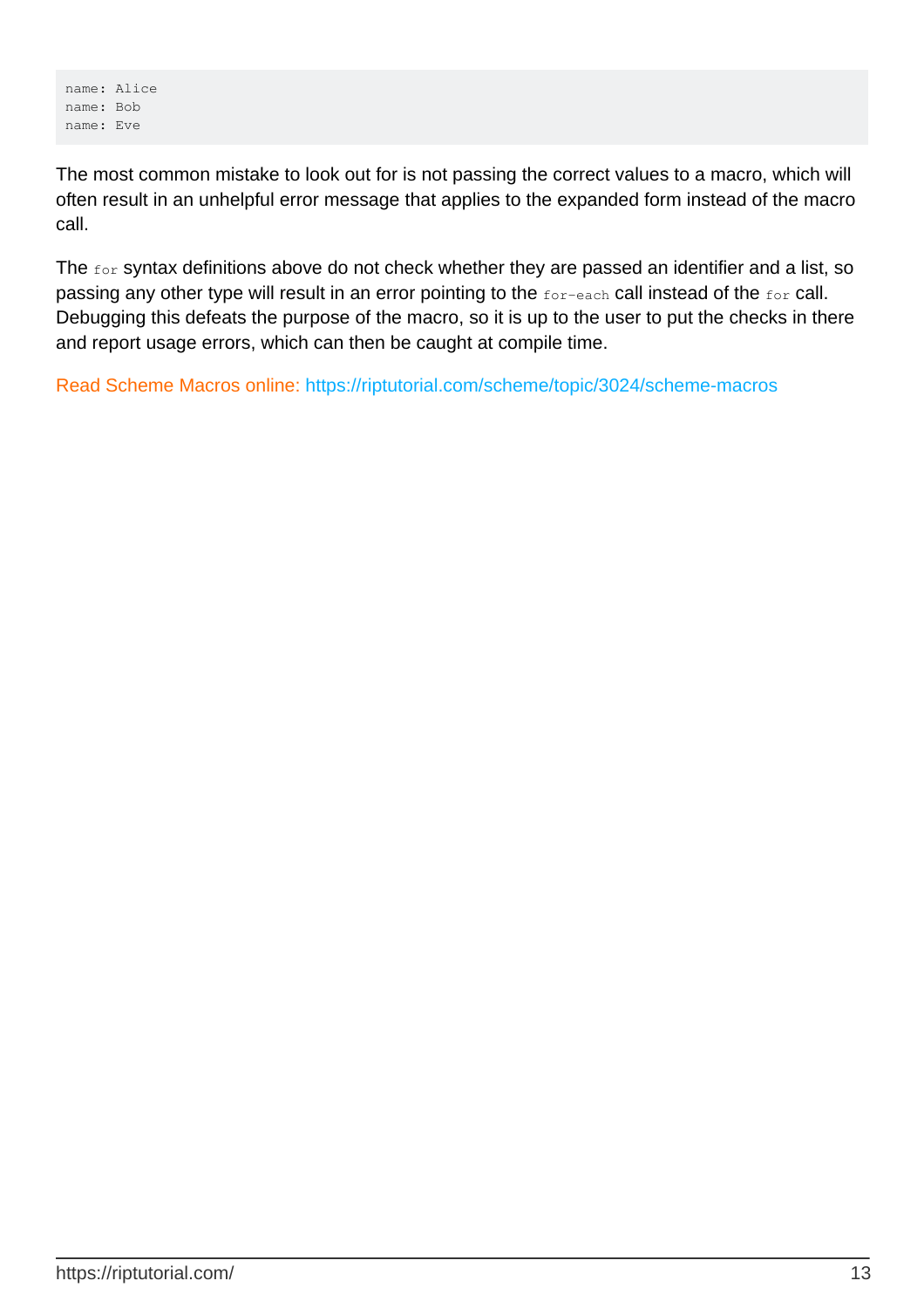```
name: Alice
name: Bob
name: Eve
```

The most common mistake to look out for is not passing the correct values to a macro, which will often result in an unhelpful error message that applies to the expanded form instead of the macro call.

The `for` syntax definitions above do not check whether they are passed an identifier and a list, so passing any other type will result in an error pointing to the `for-each` call instead of the `for` call. Debugging this defeats the purpose of the macro, so it is up to the user to put the checks in there and report usage errors, which can then be caught at compile time.

Read Scheme Macros online: https://riptutorial.com/scheme/topic/3024/scheme-macros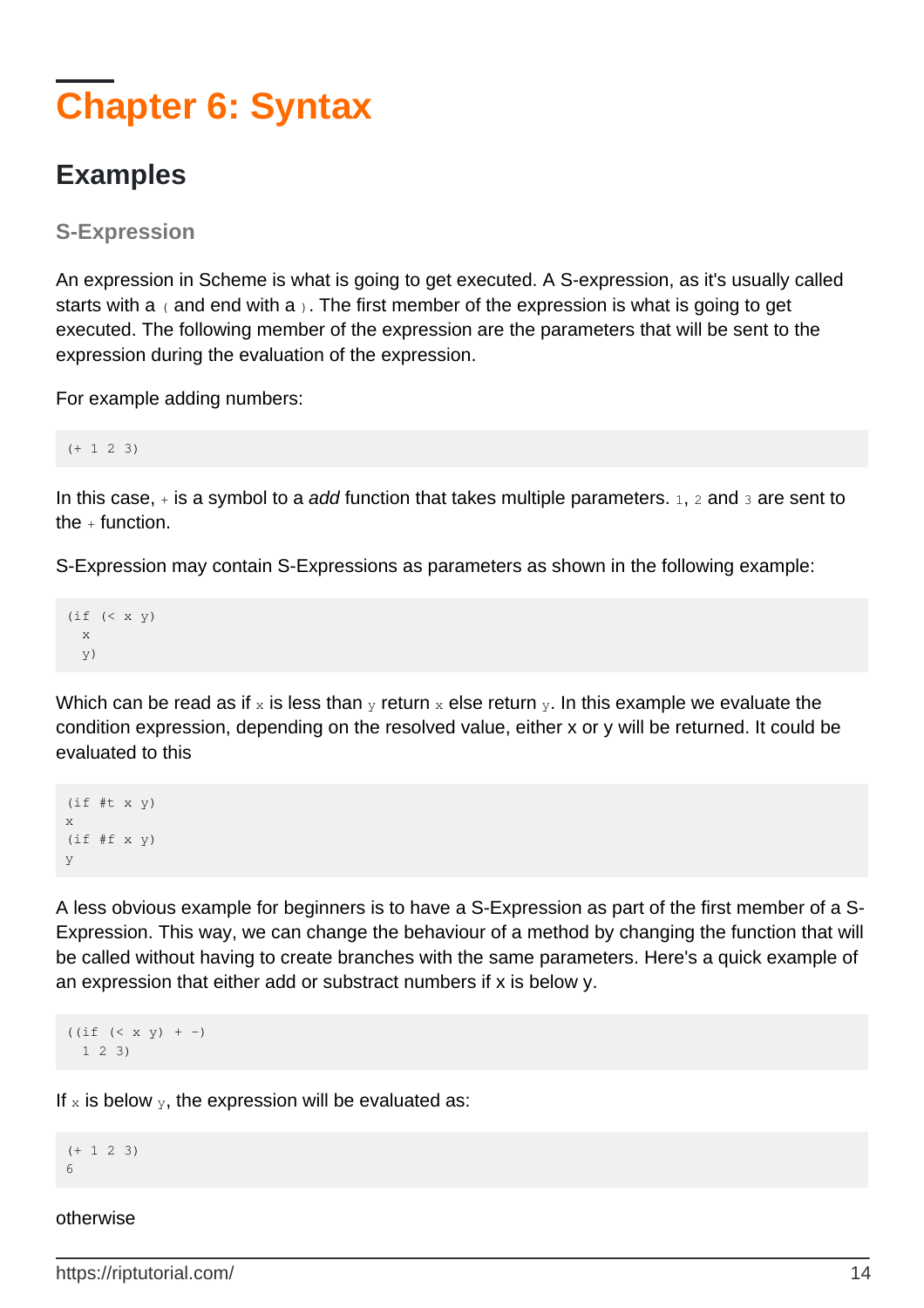# Chapter 6: Syntax

## Examples

### S-Expression

An expression in Scheme is what is going to get executed. A S-expression, as it's usually called starts with a `(` and end with a `)`. The first member of the expression is what is going to get executed. The following member of the expression are the parameters that will be sent to the expression during the evaluation of the expression.

For example adding numbers:

```
(+ 1 2 3)
```

In this case, `+` is a symbol to a *add* function that takes multiple parameters. `1`, `2` and `3` are sent to the `+` function.

S-Expression may contain S-Expressions as parameters as shown in the following example:

```
(if (< x y)
  x
  y)
```

Which can be read as if `x` is less than `y` return `x` else return `y`. In this example we evaluate the condition expression, depending on the resolved value, either x or y will be returned. It could be evaluated to this

```
(if #t x y)
x
(if #f x y)
y
```

A less obvious example for beginners is to have a S-Expression as part of the first member of a S-Expression. This way, we can change the behaviour of a method by changing the function that will be called without having to create branches with the same parameters. Here's a quick example of an expression that either add or substract numbers if x is below y.

```
((if (< x y) + -)
  1 2 3)
```

If `x` is below `y`, the expression will be evaluated as:

```
(+ 1 2 3)
6
```

otherwise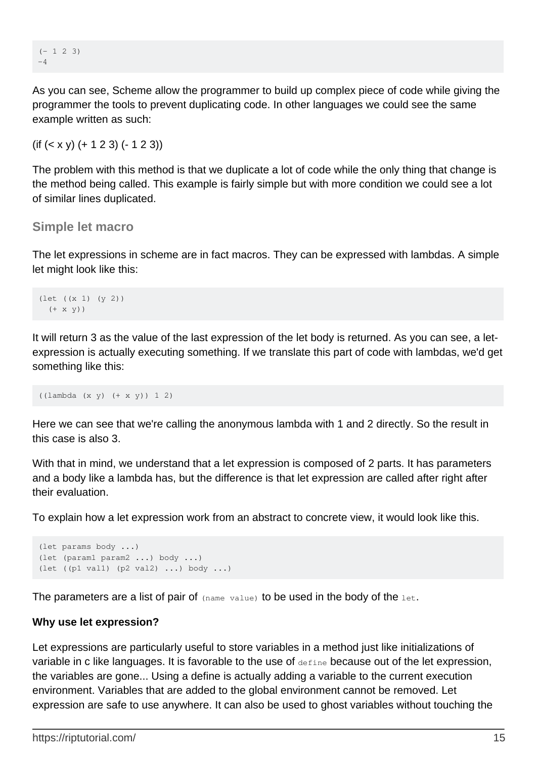```
(- 1 2 3)
-4
```

As you can see, Scheme allow the programmer to build up complex piece of code while giving the programmer the tools to prevent duplicating code. In other languages we could see the same example written as such:

(if (< x y) (+ 1 2 3) (- 1 2 3))

The problem with this method is that we duplicate a lot of code while the only thing that change is the method being called. This example is fairly simple but with more condition we could see a lot of similar lines duplicated.

### Simple let macro

The let expressions in scheme are in fact macros. They can be expressed with lambdas. A simple let might look like this:

```
(let ((x 1) (y 2))
  (+ x y))
```

It will return 3 as the value of the last expression of the let body is returned. As you can see, a let-expression is actually executing something. If we translate this part of code with lambdas, we'd get something like this:

```
((lambda (x y) (+ x y)) 1 2)
```

Here we can see that we're calling the anonymous lambda with 1 and 2 directly. So the result in this case is also 3.

With that in mind, we understand that a let expression is composed of 2 parts. It has parameters and a body like a lambda has, but the difference is that let expression are called after right after their evaluation.

To explain how a let expression work from an abstract to concrete view, it would look like this.

```
(let params body ...)
(let (param1 param2 ...) body ...)
(let ((p1 val1) (p2 val2) ...) body ...)
```

The parameters are a list of pair of `(name value)` to be used in the body of the `let`.

**Why use let expression?**

Let expressions are particularly useful to store variables in a method just like initializations of variable in c like languages. It is favorable to the use of `define` because out of the let expression, the variables are gone... Using a define is actually adding a variable to the current execution environment. Variables that are added to the global environment cannot be removed. Let expression are safe to use anywhere. It can also be used to ghost variables without touching the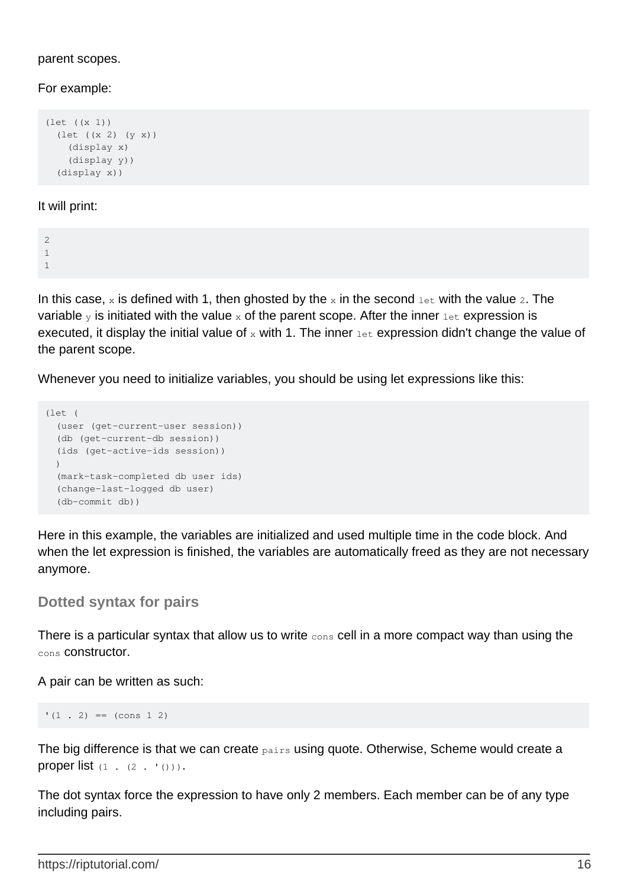parent scopes.

For example:

```
(let ((x 1))
  (let ((x 2) (y x))
    (display x)
    (display y))
  (display x))
```

It will print:

```
2
1
1
```

In this case, `x` is defined with 1, then ghosted by the `x` in the second `let` with the value `2`. The variable `y` is initiated with the value `x` of the parent scope. After the inner `let` expression is executed, it display the initial value of `x` with 1. The inner `let` expression didn't change the value of the parent scope.

Whenever you need to initialize variables, you should be using let expressions like this:

```
(let (
  (user (get-current-user session))
  (db (get-current-db session))
  (ids (get-active-ids session))
  )
  (mark-task-completed db user ids)
  (change-last-logged db user)
  (db-commit db))
```

Here in this example, the variables are initialized and used multiple time in the code block. And when the let expression is finished, the variables are automatically freed as they are not necessary anymore.

### Dotted syntax for pairs

There is a particular syntax that allow us to write `cons` cell in a more compact way than using the `cons` constructor.

A pair can be written as such:

```
'(1 . 2) == (cons 1 2)
```

The big difference is that we can create `pairs` using quote. Otherwise, Scheme would create a proper list `(1 . (2 . '()))`.

The dot syntax force the expression to have only 2 members. Each member can be of any type including pairs.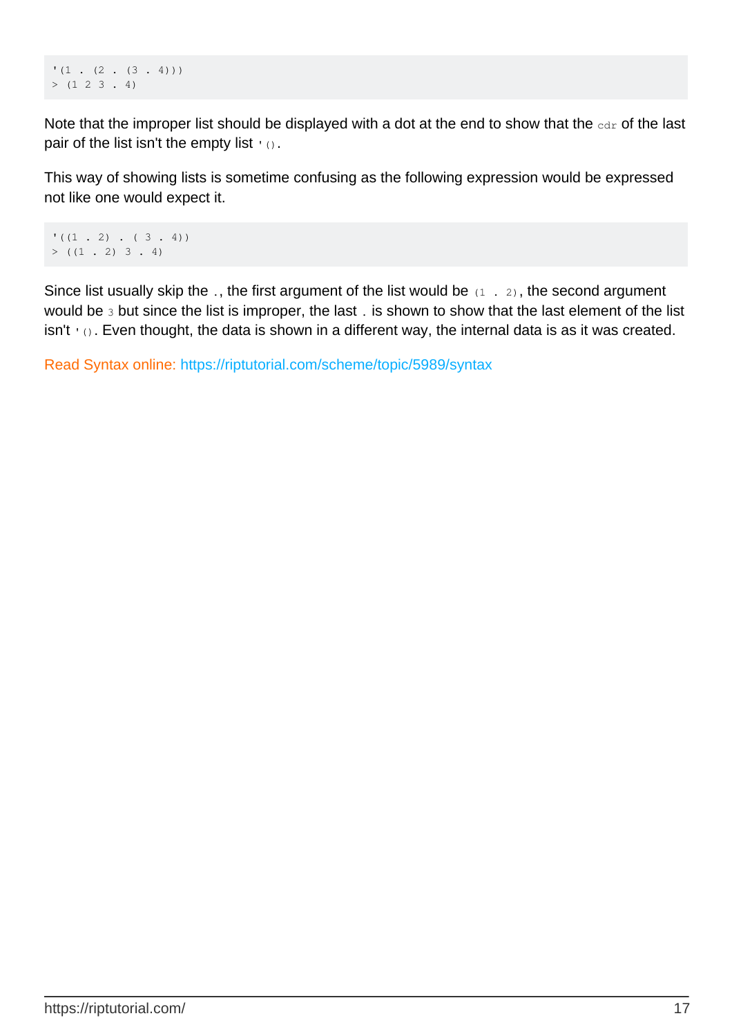```
'(1 . (2 . (3 . 4)))
> (1 2 3 . 4)
```

Note that the improper list should be displayed with a dot at the end to show that the `cdr` of the last pair of the list isn't the empty list `'()`.

This way of showing lists is sometime confusing as the following expression would be expressed not like one would expect it.

```
'((1 . 2) . ( 3 . 4))
> ((1 . 2) 3 . 4)
```

Since list usually skip the `.`, the first argument of the list would be `(1 . 2)`, the second argument would be `3` but since the list is improper, the last `.` is shown to show that the last element of the list isn't `'()`. Even thought, the data is shown in a different way, the internal data is as it was created.

Read Syntax online: https://riptutorial.com/scheme/topic/5989/syntax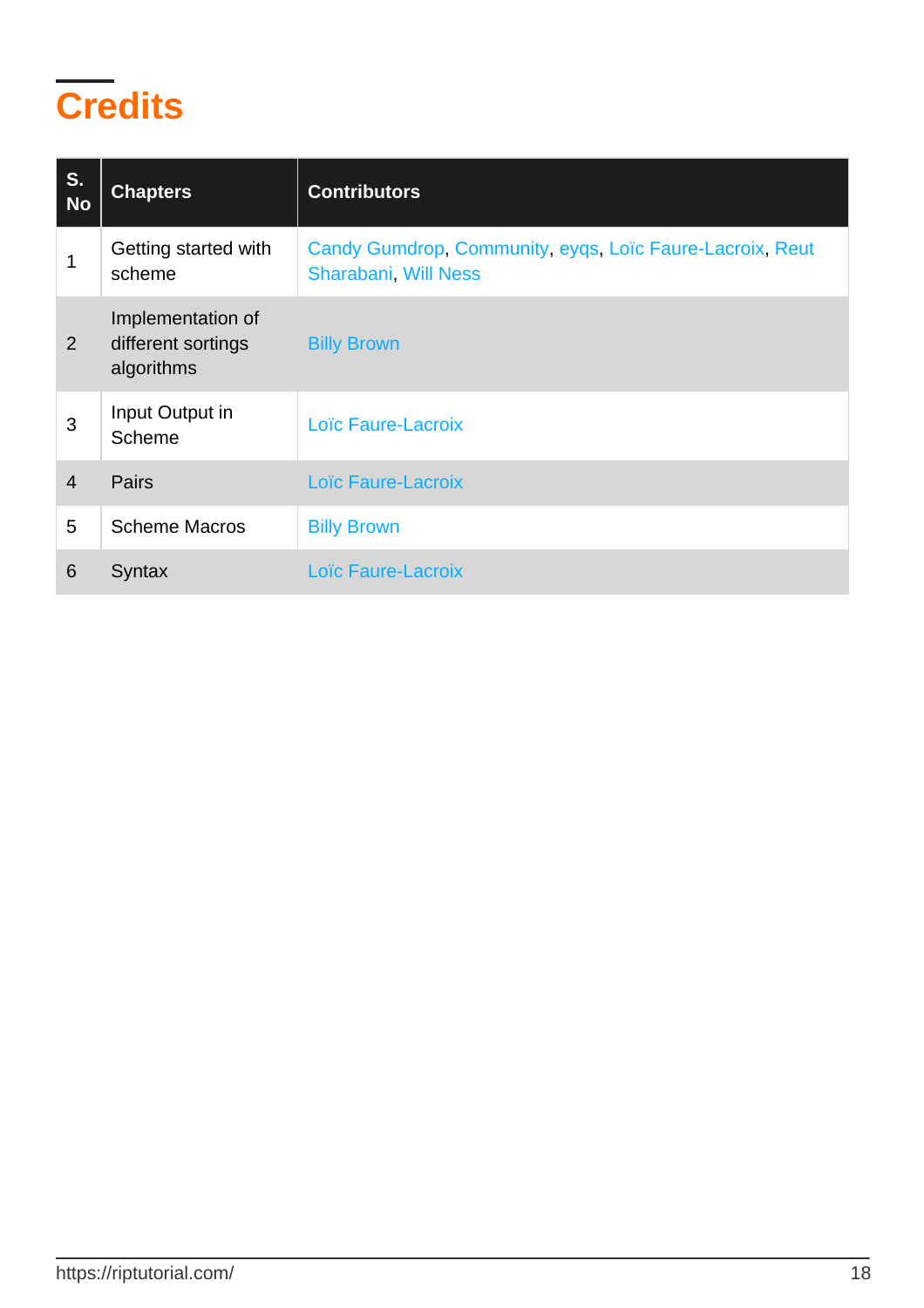# Credits

| S. No | Chapters | Contributors |
| --- | --- | --- |
| 1 | Getting started with scheme | Candy Gumdrop, Community, eyqs, Loïc Faure-Lacroix, Reut Sharabani, Will Ness |
| 2 | Implementation of different sortings algorithms | Billy Brown |
| 3 | Input Output in Scheme | Loïc Faure-Lacroix |
| 4 | Pairs | Loïc Faure-Lacroix |
| 5 | Scheme Macros | Billy Brown |
| 6 | Syntax | Loïc Faure-Lacroix |